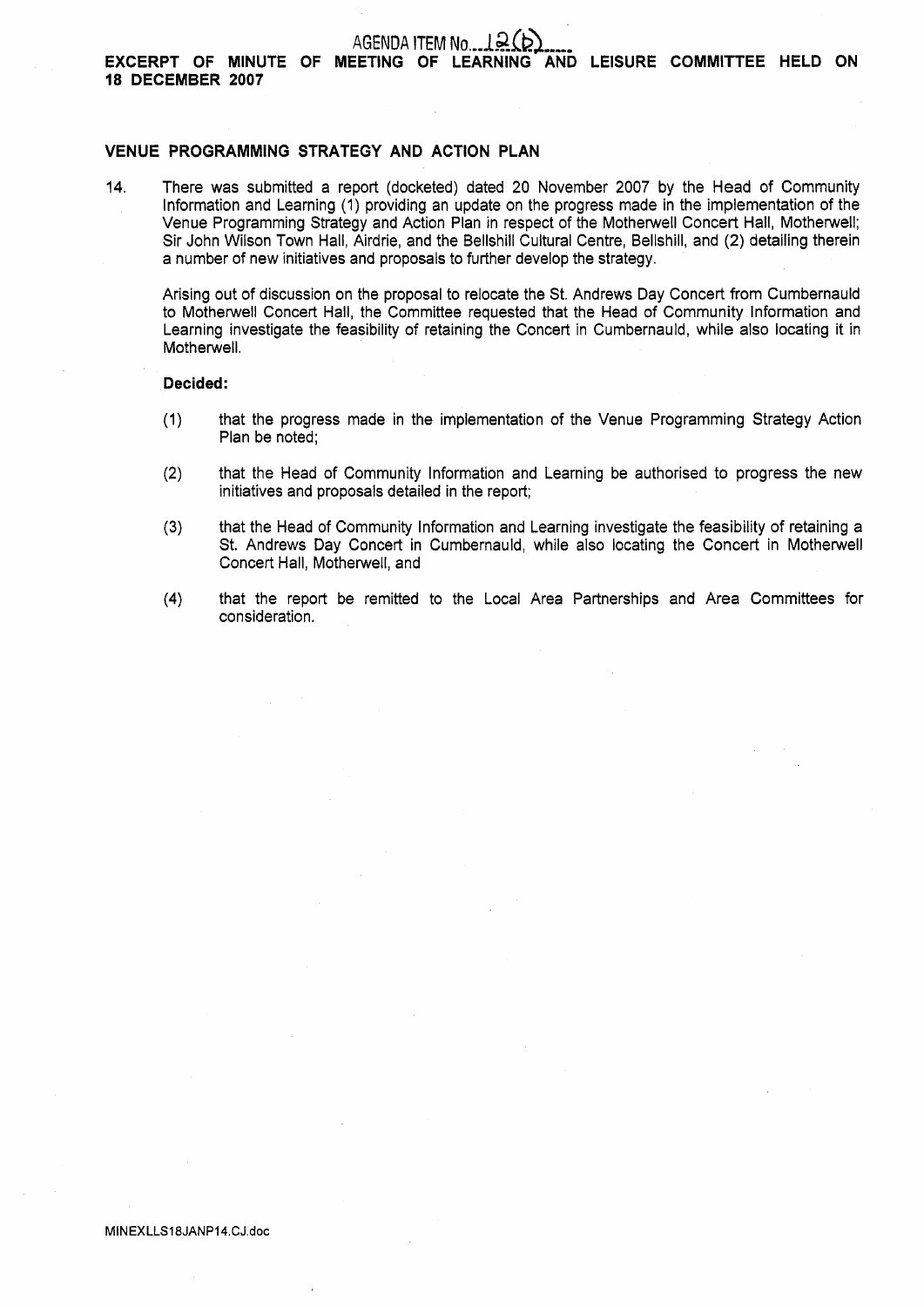AGENDA ITEM No. 12(b)

**EXCERPT OF MINUTE OF MEETING OF LEARNING AND LEISURE COMMITTEE HELD ON 18 DECEMBER 2007**

**VENUE PROGRAMMING STRATEGY AND ACTION PLAN**

14. There was submitted a report (docketed) dated 20 November 2007 by the Head of Community Information and Learning (1) providing an update on the progress made in the implementation of the Venue Programming Strategy and Action Plan in respect of the Motherwell Concert Hall, Motherwell; Sir John Wilson Town Hall, Airdrie, and the Bellshill Cultural Centre, Bellshill, and (2) detailing therein a number of new initiatives and proposals to further develop the strategy.

    Arising out of discussion on the proposal to relocate the St. Andrews Day Concert from Cumbernauld to Motherwell Concert Hall, the Committee requested that the Head of Community Information and Learning investigate the feasibility of retaining the Concert in Cumbernauld, while also locating it in Motherwell.

    **Decided:**

    (1) that the progress made in the implementation of the Venue Programming Strategy Action Plan be noted;

    (2) that the Head of Community Information and Learning be authorised to progress the new initiatives and proposals detailed in the report;

    (3) that the Head of Community Information and Learning investigate the feasibility of retaining a St. Andrews Day Concert in Cumbernauld, while also locating the Concert in Motherwell Concert Hall, Motherwell, and

    (4) that the report be remitted to the Local Area Partnerships and Area Committees for consideration.

MINEXLLS18JANP14.CJ.doc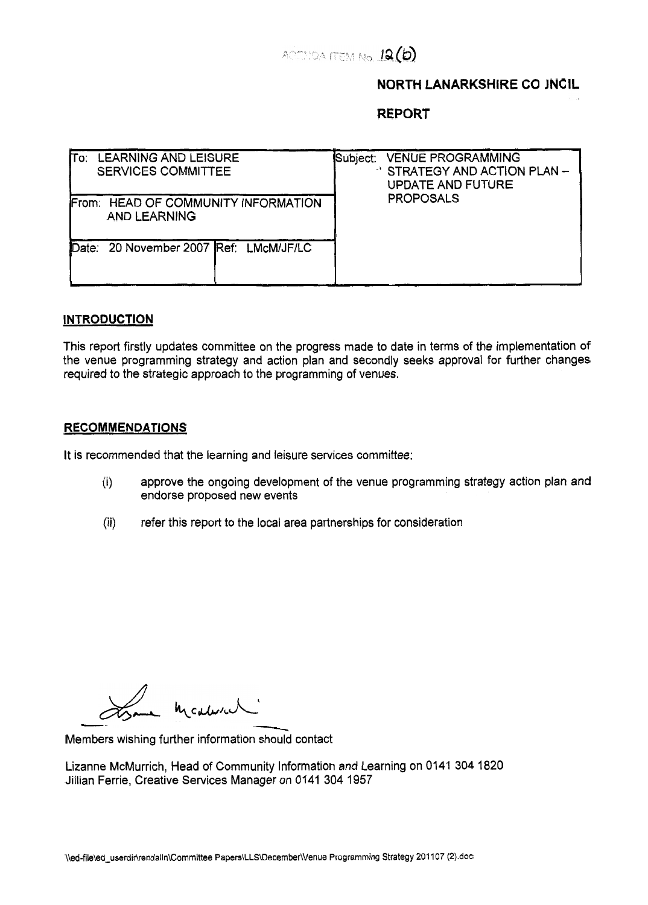AGENDA ITEM No. 12(b)

# NORTH LANARKSHIRE COUNCIL

## REPORT

| To: LEARNING AND LEISURE SERVICES COMMITTEE | | Subject: VENUE PROGRAMMING STRATEGY AND ACTION PLAN – UPDATE AND FUTURE PROPOSALS |
|---|---|---|
| From: HEAD OF COMMUNITY INFORMATION AND LEARNING | | |
| Date: 20 November 2007 | Ref: LMcM/JF/LC | |

### INTRODUCTION

This report firstly updates committee on the progress made to date in terms of the implementation of the venue programming strategy and action plan and secondly seeks approval for further changes required to the strategic approach to the programming of venues.

### RECOMMENDATIONS

It is recommended that the learning and leisure services committee:

(i) approve the ongoing development of the venue programming strategy action plan and endorse proposed new events

(ii) refer this report to the local area partnerships for consideration

Members wishing further information should contact

Lizanne McMurrich, Head of Community Information and Learning on 0141 304 1820
Jillian Ferrie, Creative Services Manager on 0141 304 1957

\\ed-file\ed_userdir\rendalln\Committee Papers\LLS\December\Venue Programming Strategy 201107 (2).doc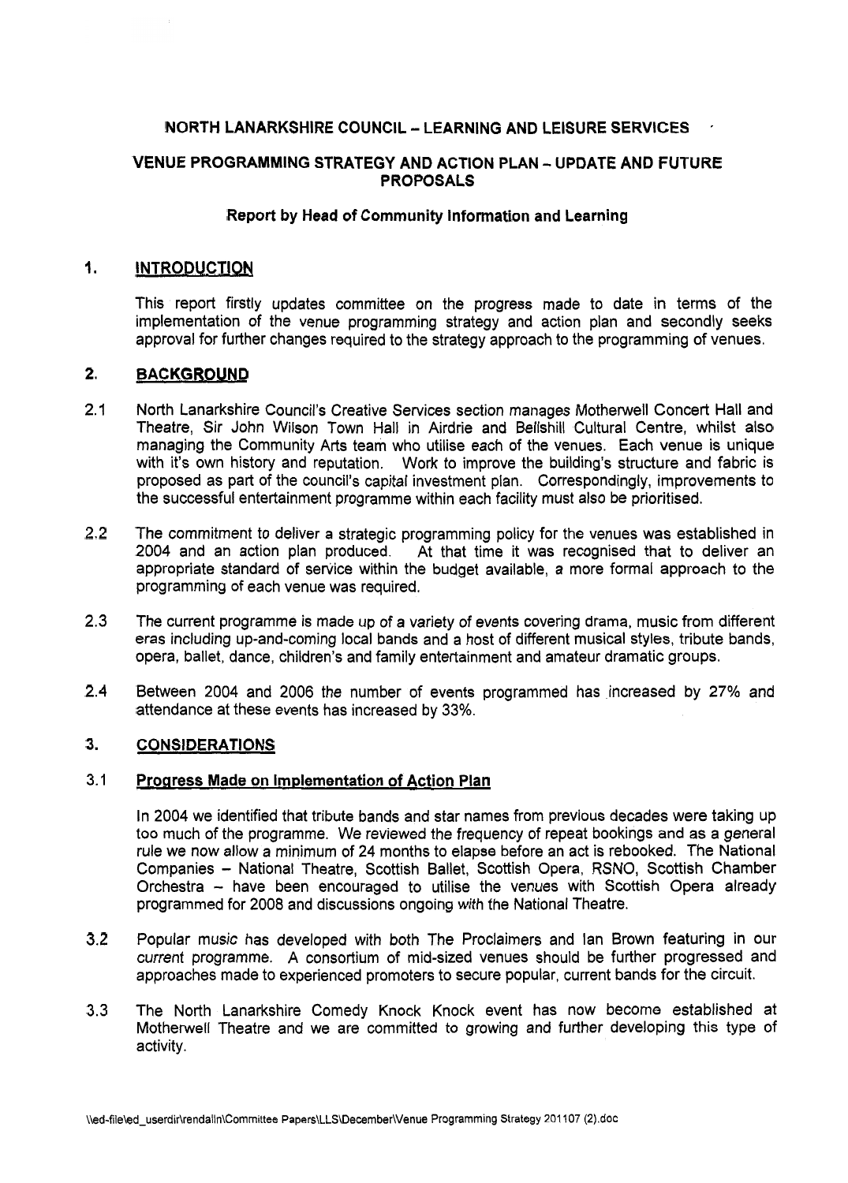**NORTH LANARKSHIRE COUNCIL – LEARNING AND LEISURE SERVICES**

**VENUE PROGRAMMING STRATEGY AND ACTION PLAN – UPDATE AND FUTURE PROPOSALS**

**Report by Head of Community Information and Learning**

## 1. INTRODUCTION

This report firstly updates committee on the progress made to date in terms of the implementation of the venue programming strategy and action plan and secondly seeks approval for further changes required to the strategy approach to the programming of venues.

## 2. BACKGROUND

2.1 North Lanarkshire Council's Creative Services section manages Motherwell Concert Hall and Theatre, Sir John Wilson Town Hall in Airdrie and Bellshill Cultural Centre, whilst also managing the Community Arts team who utilise each of the venues. Each venue is unique with it's own history and reputation. Work to improve the building's structure and fabric is proposed as part of the council's capital investment plan. Correspondingly, improvements to the successful entertainment programme within each facility must also be prioritised.

2.2 The commitment to deliver a strategic programming policy for the venues was established in 2004 and an action plan produced. At that time it was recognised that to deliver an appropriate standard of service within the budget available, a more formal approach to the programming of each venue was required.

2.3 The current programme is made up of a variety of events covering drama, music from different eras including up-and-coming local bands and a host of different musical styles, tribute bands, opera, ballet, dance, children's and family entertainment and amateur dramatic groups.

2.4 Between 2004 and 2006 the number of events programmed has increased by 27% and attendance at these events has increased by 33%.

## 3. CONSIDERATIONS

### 3.1 Progress Made on Implementation of Action Plan

In 2004 we identified that tribute bands and star names from previous decades were taking up too much of the programme. We reviewed the frequency of repeat bookings and as a general rule we now allow a minimum of 24 months to elapse before an act is rebooked. The National Companies – National Theatre, Scottish Ballet, Scottish Opera, RSNO, Scottish Chamber Orchestra – have been encouraged to utilise the venues with Scottish Opera already programmed for 2008 and discussions ongoing with the National Theatre.

3.2 Popular music has developed with both The Proclaimers and Ian Brown featuring in our current programme. A consortium of mid-sized venues should be further progressed and approaches made to experienced promoters to secure popular, current bands for the circuit.

3.3 The North Lanarkshire Comedy Knock Knock event has now become established at Motherwell Theatre and we are committed to growing and further developing this type of activity.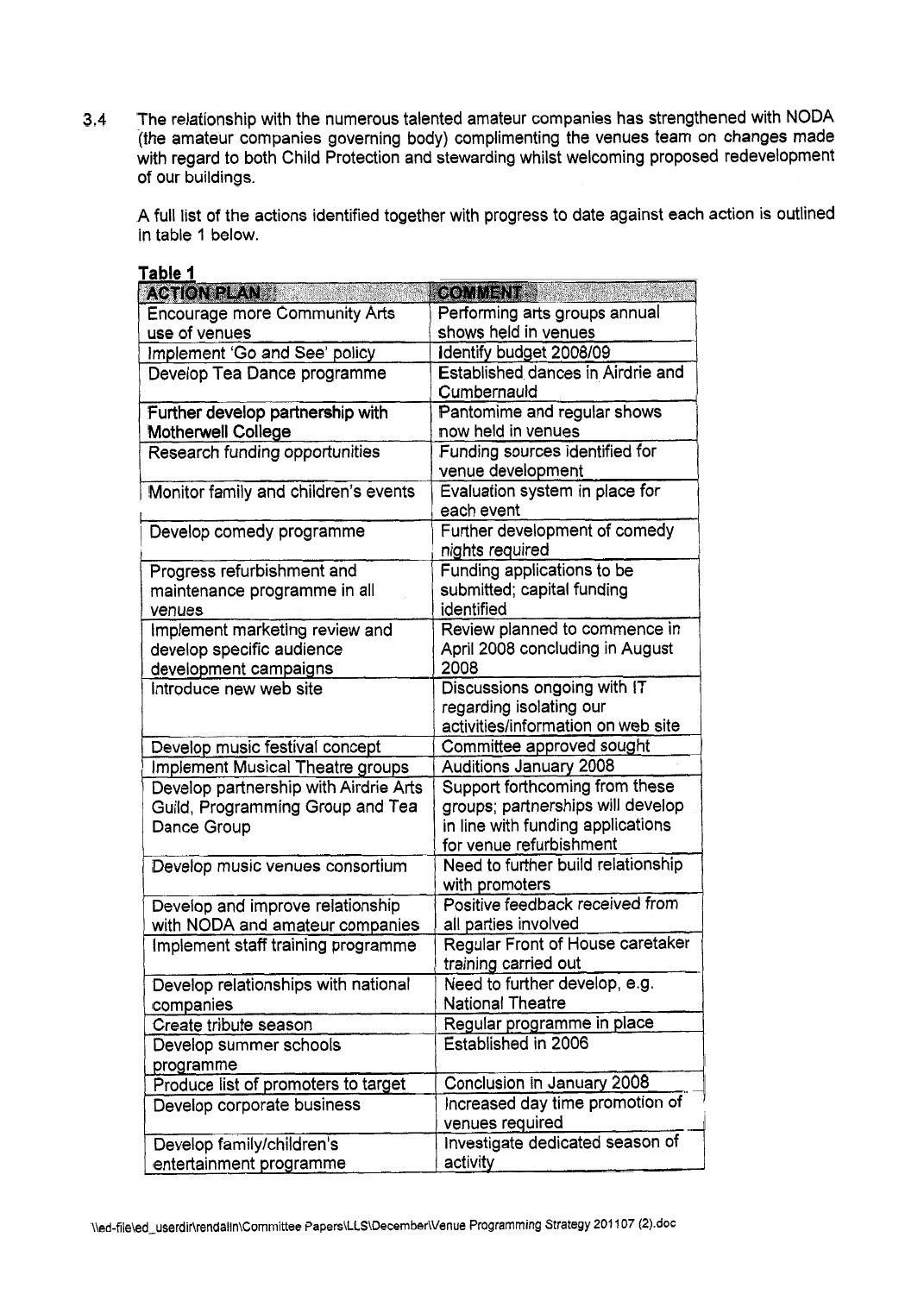3.4 The relationship with the numerous talented amateur companies has strengthened with NODA (the amateur companies governing body) complimenting the venues team on changes made with regard to both Child Protection and stewarding whilst welcoming proposed redevelopment of our buildings.

A full list of the actions identified together with progress to date against each action is outlined in table 1 below.

**Table 1**

| ACTION PLAN | COMMENT |
|---|---|
| Encourage more Community Arts use of venues | Performing arts groups annual shows held in venues |
| Implement 'Go and See' policy | Identify budget 2008/09 |
| Develop Tea Dance programme | Established dances in Airdrie and Cumbernauld |
| Further develop partnership with Motherwell College | Pantomime and regular shows now held in venues |
| Research funding opportunities | Funding sources identified for venue development |
| Monitor family and children's events | Evaluation system in place for each event |
| Develop comedy programme | Further development of comedy nights required |
| Progress refurbishment and maintenance programme in all venues | Funding applications to be submitted; capital funding identified |
| Implement marketing review and develop specific audience development campaigns | Review planned to commence in April 2008 concluding in August 2008 |
| Introduce new web site | Discussions ongoing with IT regarding isolating our activities/information on web site |
| Develop music festival concept | Committee approved sought |
| Implement Musical Theatre groups | Auditions January 2008 |
| Develop partnership with Airdrie Arts Guild, Programming Group and Tea Dance Group | Support forthcoming from these groups; partnerships will develop in line with funding applications for venue refurbishment |
| Develop music venues consortium | Need to further build relationship with promoters |
| Develop and improve relationship with NODA and amateur companies | Positive feedback received from all parties involved |
| Implement staff training programme | Regular Front of House caretaker training carried out |
| Develop relationships with national companies | Need to further develop, e.g. National Theatre |
| Create tribute season | Regular programme in place |
| Develop summer schools programme | Established in 2006 |
| Produce list of promoters to target | Conclusion in January 2008 |
| Develop corporate business | Increased day time promotion of venues required |
| Develop family/children's entertainment programme | Investigate dedicated season of activity |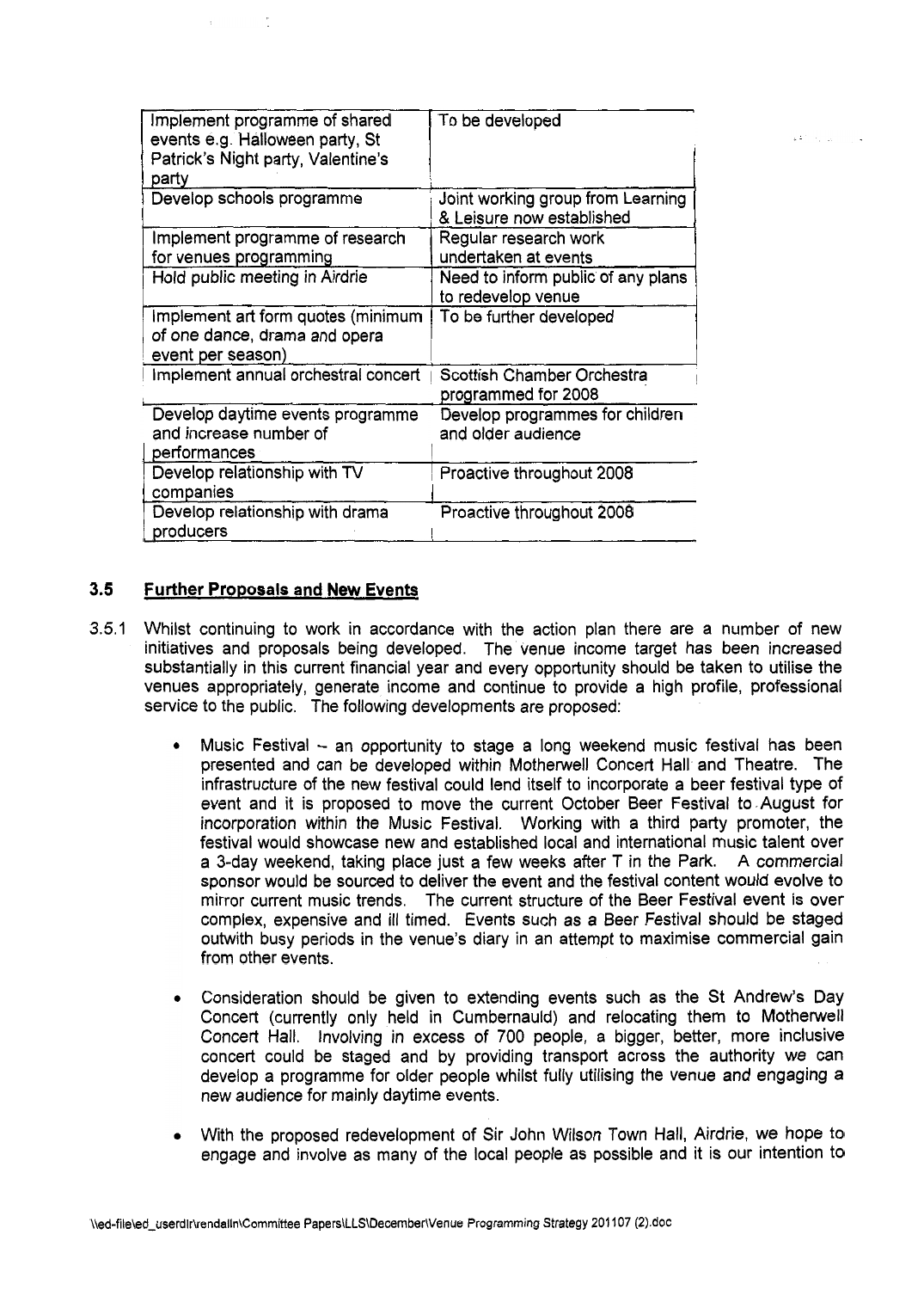| Implement programme of shared events e.g. Halloween party, St Patrick's Night party, Valentine's party | To be developed |
|---|---|
| Develop schools programme | Joint working group from Learning & Leisure now established |
| Implement programme of research for venues programming | Regular research work undertaken at events |
| Hold public meeting in Airdrie | Need to inform public of any plans to redevelop venue |
| Implement art form quotes (minimum of one dance, drama and opera event per season) | To be further developed |
| Implement annual orchestral concert | Scottish Chamber Orchestra programmed for 2008 |
| Develop daytime events programme and increase number of performances | Develop programmes for children and older audience |
| Develop relationship with TV companies | Proactive throughout 2008 |
| Develop relationship with drama producers | Proactive throughout 2008 |

### 3.5 Further Proposals and New Events

3.5.1 Whilst continuing to work in accordance with the action plan there are a number of new initiatives and proposals being developed. The venue income target has been increased substantially in this current financial year and every opportunity should be taken to utilise the venues appropriately, generate income and continue to provide a high profile, professional service to the public. The following developments are proposed:

- Music Festival – an opportunity to stage a long weekend music festival has been presented and can be developed within Motherwell Concert Hall and Theatre. The infrastructure of the new festival could lend itself to incorporate a beer festival type of event and it is proposed to move the current October Beer Festival to August for incorporation within the Music Festival. Working with a third party promoter, the festival would showcase new and established local and international music talent over a 3-day weekend, taking place just a few weeks after T in the Park. A commercial sponsor would be sourced to deliver the event and the festival content would evolve to mirror current music trends. The current structure of the Beer Festival event is over complex, expensive and ill timed. Events such as a Beer Festival should be staged outwith busy periods in the venue's diary in an attempt to maximise commercial gain from other events.

- Consideration should be given to extending events such as the St Andrew's Day Concert (currently only held in Cumbernauld) and relocating them to Motherwell Concert Hall. Involving in excess of 700 people, a bigger, better, more inclusive concert could be staged and by providing transport across the authority we can develop a programme for older people whilst fully utilising the venue and engaging a new audience for mainly daytime events.

- With the proposed redevelopment of Sir John Wilson Town Hall, Airdrie, we hope to engage and involve as many of the local people as possible and it is our intention to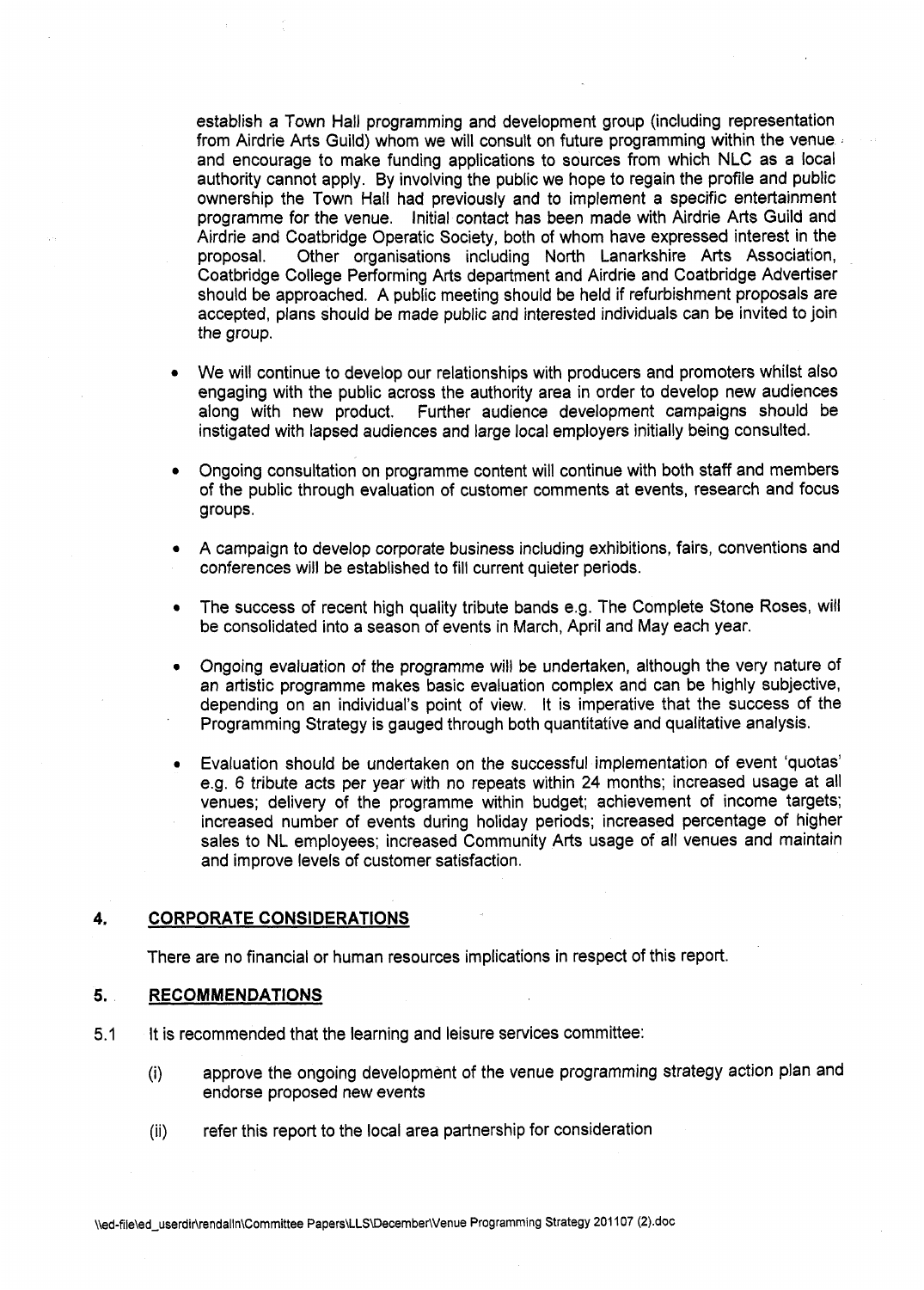establish a Town Hall programming and development group (including representation from Airdrie Arts Guild) whom we will consult on future programming within the venue and encourage to make funding applications to sources from which NLC as a local authority cannot apply. By involving the public we hope to regain the profile and public ownership the Town Hall had previously and to implement a specific entertainment programme for the venue. Initial contact has been made with Airdrie Arts Guild and Airdrie and Coatbridge Operatic Society, both of whom have expressed interest in the proposal. Other organisations including North Lanarkshire Arts Association, Coatbridge College Performing Arts department and Airdrie and Coatbridge Advertiser should be approached. A public meeting should be held if refurbishment proposals are accepted, plans should be made public and interested individuals can be invited to join the group.

- We will continue to develop our relationships with producers and promoters whilst also engaging with the public across the authority area in order to develop new audiences along with new product. Further audience development campaigns should be instigated with lapsed audiences and large local employers initially being consulted.
- Ongoing consultation on programme content will continue with both staff and members of the public through evaluation of customer comments at events, research and focus groups.
- A campaign to develop corporate business including exhibitions, fairs, conventions and conferences will be established to fill current quieter periods.
- The success of recent high quality tribute bands e.g. The Complete Stone Roses, will be consolidated into a season of events in March, April and May each year.
- Ongoing evaluation of the programme will be undertaken, although the very nature of an artistic programme makes basic evaluation complex and can be highly subjective, depending on an individual's point of view. It is imperative that the success of the Programming Strategy is gauged through both quantitative and qualitative analysis.
- Evaluation should be undertaken on the successful implementation of event 'quotas' e.g. 6 tribute acts per year with no repeats within 24 months; increased usage at all venues; delivery of the programme within budget; achievement of income targets; increased number of events during holiday periods; increased percentage of higher sales to NL employees; increased Community Arts usage of all venues and maintain and improve levels of customer satisfaction.

## 4. CORPORATE CONSIDERATIONS

There are no financial or human resources implications in respect of this report.

## 5. RECOMMENDATIONS

5.1 It is recommended that the learning and leisure services committee:

(i) approve the ongoing development of the venue programming strategy action plan and endorse proposed new events

(ii) refer this report to the local area partnership for consideration

\\ed-file\ed_userdir\rendalln\Committee Papers\LLS\December\Venue Programming Strategy 201107 (2).doc